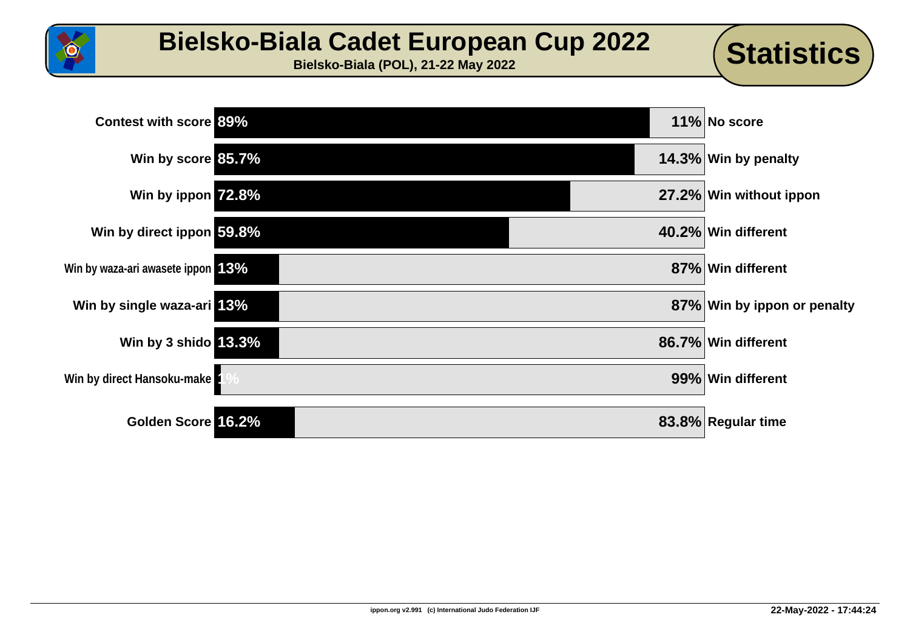# Bielsko-Biala Cadet European Cup 2022

**Bielsko-Biala (POL), 21-22 May 2022**

## Statistics

| Category | % | % | Category |
|---|---|---|---|
| Contest with score | 89% | 11% | No score |
| Win by score | 85.7% | 14.3% | Win by penalty |
| Win by ippon | 72.8% | 27.2% | Win without ippon |
| Win by direct ippon | 59.8% | 40.2% | Win different |
| Win by waza-ari awasete ippon | 13% | 87% | Win different |
| Win by single waza-ari | 13% | 87% | Win by ippon or penalty |
| Win by 3 shido | 13.3% | 86.7% | Win different |
| Win by direct Hansoku-make | 1% | 99% | Win different |
| Golden Score | 16.2% | 83.8% | Regular time |

ippon.org v2.991 (c) International Judo Federation IJF

22-May-2022 - 17:44:24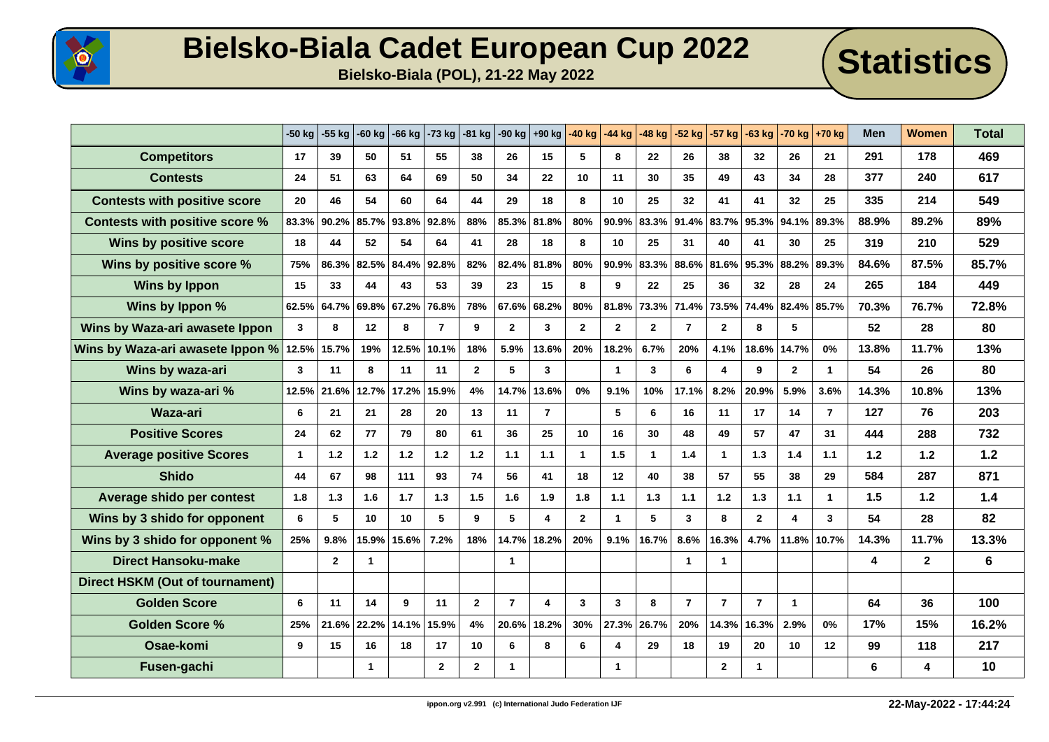# Bielsko-Biala Cadet European Cup 2022

**Bielsko-Biala (POL), 21-22 May 2022**

# Statistics

| | -50 kg | -55 kg | -60 kg | -66 kg | -73 kg | -81 kg | -90 kg | +90 kg | -40 kg | -44 kg | -48 kg | -52 kg | -57 kg | -63 kg | -70 kg | +70 kg | Men | Women | Total |
|---|---|---|---|---|---|---|---|---|---|---|---|---|---|---|---|---|---|---|---|
| **Competitors** | 17 | 39 | 50 | 51 | 55 | 38 | 26 | 15 | 5 | 8 | 22 | 26 | 38 | 32 | 26 | 21 | 291 | 178 | 469 |
| **Contests** | 24 | 51 | 63 | 64 | 69 | 50 | 34 | 22 | 10 | 11 | 30 | 35 | 49 | 43 | 34 | 28 | 377 | 240 | 617 |
| **Contests with positive score** | 20 | 46 | 54 | 60 | 64 | 44 | 29 | 18 | 8 | 10 | 25 | 32 | 41 | 41 | 32 | 25 | 335 | 214 | 549 |
| **Contests with positive score %** | 83.3% | 90.2% | 85.7% | 93.8% | 92.8% | 88% | 85.3% | 81.8% | 80% | 90.9% | 83.3% | 91.4% | 83.7% | 95.3% | 94.1% | 89.3% | 88.9% | 89.2% | 89% |
| **Wins by positive score** | 18 | 44 | 52 | 54 | 64 | 41 | 28 | 18 | 8 | 10 | 25 | 31 | 40 | 41 | 30 | 25 | 319 | 210 | 529 |
| **Wins by positive score %** | 75% | 86.3% | 82.5% | 84.4% | 92.8% | 82% | 82.4% | 81.8% | 80% | 90.9% | 83.3% | 88.6% | 81.6% | 95.3% | 88.2% | 89.3% | 84.6% | 87.5% | 85.7% |
| **Wins by Ippon** | 15 | 33 | 44 | 43 | 53 | 39 | 23 | 15 | 8 | 9 | 22 | 25 | 36 | 32 | 28 | 24 | 265 | 184 | 449 |
| **Wins by Ippon %** | 62.5% | 64.7% | 69.8% | 67.2% | 76.8% | 78% | 67.6% | 68.2% | 80% | 81.8% | 73.3% | 71.4% | 73.5% | 74.4% | 82.4% | 85.7% | 70.3% | 76.7% | 72.8% |
| **Wins by Waza-ari awasete Ippon** | 3 | 8 | 12 | 8 | 7 | 9 | 2 | 3 | 2 | 2 | 2 | 7 | 2 | 8 | 5 | | 52 | 28 | 80 |
| **Wins by Waza-ari awasete Ippon %** | 12.5% | 15.7% | 19% | 12.5% | 10.1% | 18% | 5.9% | 13.6% | 20% | 18.2% | 6.7% | 20% | 4.1% | 18.6% | 14.7% | 0% | 13.8% | 11.7% | 13% |
| **Wins by waza-ari** | 3 | 11 | 8 | 11 | 11 | 2 | 5 | 3 | | 1 | 3 | 6 | 4 | 9 | 2 | 1 | 54 | 26 | 80 |
| **Wins by waza-ari %** | 12.5% | 21.6% | 12.7% | 17.2% | 15.9% | 4% | 14.7% | 13.6% | 0% | 9.1% | 10% | 17.1% | 8.2% | 20.9% | 5.9% | 3.6% | 14.3% | 10.8% | 13% |
| **Waza-ari** | 6 | 21 | 21 | 28 | 20 | 13 | 11 | 7 | | 5 | 6 | 16 | 11 | 17 | 14 | 7 | 127 | 76 | 203 |
| **Positive Scores** | 24 | 62 | 77 | 79 | 80 | 61 | 36 | 25 | 10 | 16 | 30 | 48 | 49 | 57 | 47 | 31 | 444 | 288 | 732 |
| **Average positive Scores** | 1 | 1.2 | 1.2 | 1.2 | 1.2 | 1.2 | 1.1 | 1.1 | 1 | 1.5 | 1 | 1.4 | 1 | 1.3 | 1.4 | 1.1 | 1.2 | 1.2 | 1.2 |
| **Shido** | 44 | 67 | 98 | 111 | 93 | 74 | 56 | 41 | 18 | 12 | 40 | 38 | 57 | 55 | 38 | 29 | 584 | 287 | 871 |
| **Average shido per contest** | 1.8 | 1.3 | 1.6 | 1.7 | 1.3 | 1.5 | 1.6 | 1.9 | 1.8 | 1.1 | 1.3 | 1.1 | 1.2 | 1.3 | 1.1 | 1 | 1.5 | 1.2 | 1.4 |
| **Wins by 3 shido for opponent** | 6 | 5 | 10 | 10 | 5 | 9 | 5 | 4 | 2 | 1 | 5 | 3 | 8 | 2 | 4 | 3 | 54 | 28 | 82 |
| **Wins by 3 shido for opponent %** | 25% | 9.8% | 15.9% | 15.6% | 7.2% | 18% | 14.7% | 18.2% | 20% | 9.1% | 16.7% | 8.6% | 16.3% | 4.7% | 11.8% | 10.7% | 14.3% | 11.7% | 13.3% |
| **Direct Hansoku-make** | | 2 | 1 | | | | 1 | | | | | 1 | 1 | | | | 4 | 2 | 6 |
| **Direct HSKM (Out of tournament)** | | | | | | | | | | | | | | | | | | | |
| **Golden Score** | 6 | 11 | 14 | 9 | 11 | 2 | 7 | 4 | 3 | 3 | 8 | 7 | 7 | 7 | 1 | | 64 | 36 | 100 |
| **Golden Score %** | 25% | 21.6% | 22.2% | 14.1% | 15.9% | 4% | 20.6% | 18.2% | 30% | 27.3% | 26.7% | 20% | 14.3% | 16.3% | 2.9% | 0% | 17% | 15% | 16.2% |
| **Osae-komi** | 9 | 15 | 16 | 18 | 17 | 10 | 6 | 8 | 6 | 4 | 29 | 18 | 19 | 20 | 10 | 12 | 99 | 118 | 217 |
| **Fusen-gachi** | | | 1 | | 2 | 2 | 1 | | | 1 | | | 2 | 1 | | | 6 | 4 | 10 |

ippon.org v2.991 (c) International Judo Federation IJF

22-May-2022 - 17:44:24